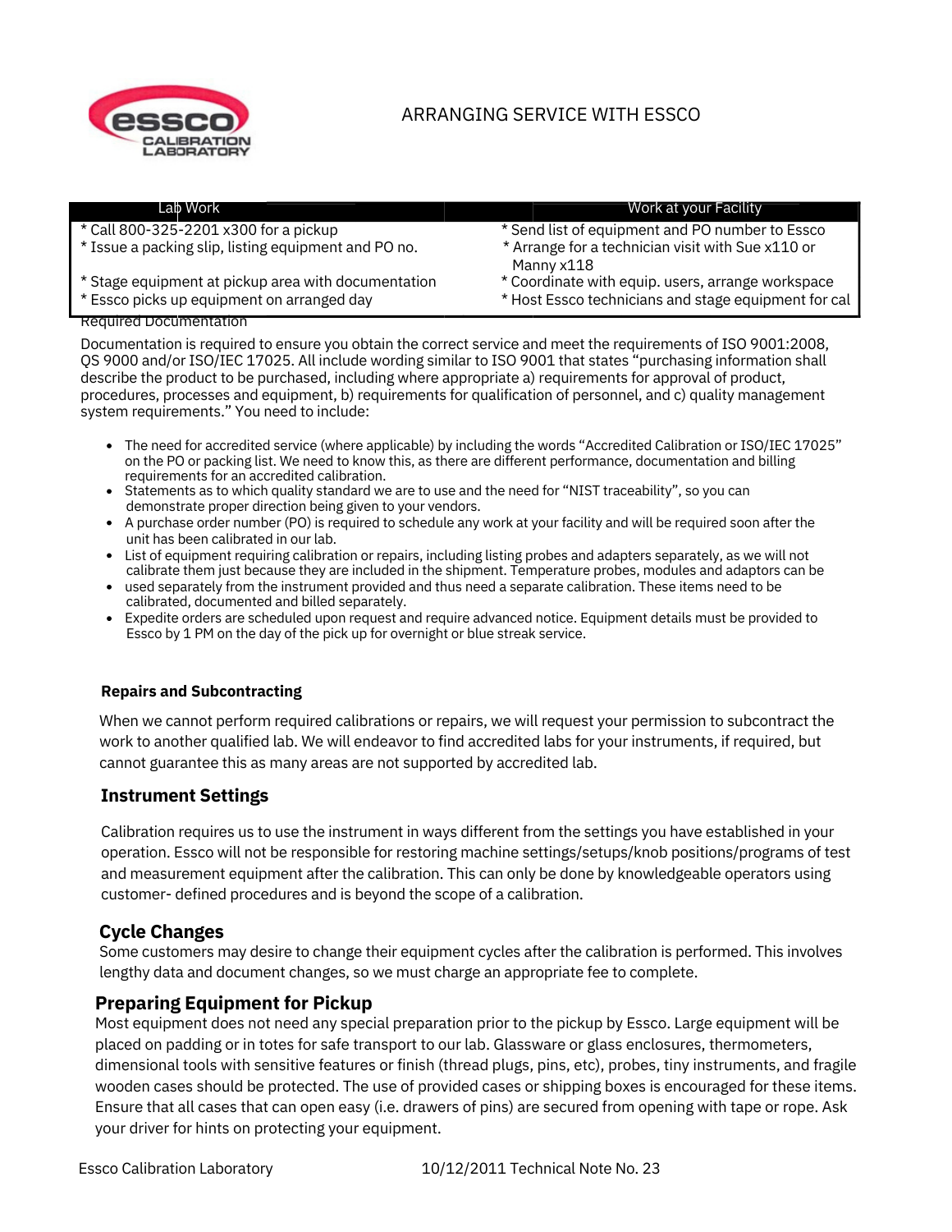# ARRANGING SERVICE WITH ESSCO

| Lab Work | Work at your Facility |
| --- | --- |
| * Call 800-325-2201 x300 for a pickup | * Send list of equipment and PO number to Essco |
| * Issue a packing slip, listing equipment and PO no. | * Arrange for a technician visit with Sue x110 or Manny x118 |
| * Stage equipment at pickup area with documentation | * Coordinate with equip. users, arrange workspace |
| * Essco picks up equipment on arranged day | * Host Essco technicians and stage equipment for cal |

## Required Documentation

Documentation is required to ensure you obtain the correct service and meet the requirements of ISO 9001:2008, QS 9000 and/or ISO/IEC 17025. All include wording similar to ISO 9001 that states "purchasing information shall describe the product to be purchased, including where appropriate a) requirements for approval of product, procedures, processes and equipment, b) requirements for qualification of personnel, and c) quality management system requirements." You need to include:

- The need for accredited service (where applicable) by including the words "Accredited Calibration or ISO/IEC 17025" on the PO or packing list. We need to know this, as there are different performance, documentation and billing requirements for an accredited calibration.
- Statements as to which quality standard we are to use and the need for "NIST traceability", so you can demonstrate proper direction being given to your vendors.
- A purchase order number (PO) is required to schedule any work at your facility and will be required soon after the unit has been calibrated in our lab.
- List of equipment requiring calibration or repairs, including listing probes and adapters separately, as we will not calibrate them just because they are included in the shipment. Temperature probes, modules and adaptors can be
- used separately from the instrument provided and thus need a separate calibration. These items need to be calibrated, documented and billed separately.
- Expedite orders are scheduled upon request and require advanced notice. Equipment details must be provided to Essco by 1 PM on the day of the pick up for overnight or blue streak service.

## Repairs and Subcontracting

When we cannot perform required calibrations or repairs, we will request your permission to subcontract the work to another qualified lab. We will endeavor to find accredited labs for your instruments, if required, but cannot guarantee this as many areas are not supported by accredited lab.

## Instrument Settings

Calibration requires us to use the instrument in ways different from the settings you have established in your operation. Essco will not be responsible for restoring machine settings/setups/knob positions/programs of test and measurement equipment after the calibration. This can only be done by knowledgeable operators using customer- defined procedures and is beyond the scope of a calibration.

## Cycle Changes

Some customers may desire to change their equipment cycles after the calibration is performed. This involves lengthy data and document changes, so we must charge an appropriate fee to complete.

## Preparing Equipment for Pickup

Most equipment does not need any special preparation prior to the pickup by Essco. Large equipment will be placed on padding or in totes for safe transport to our lab. Glassware or glass enclosures, thermometers, dimensional tools with sensitive features or finish (thread plugs, pins, etc), probes, tiny instruments, and fragile wooden cases should be protected. The use of provided cases or shipping boxes is encouraged for these items. Ensure that all cases that can open easy (i.e. drawers of pins) are secured from opening with tape or rope. Ask your driver for hints on protecting your equipment.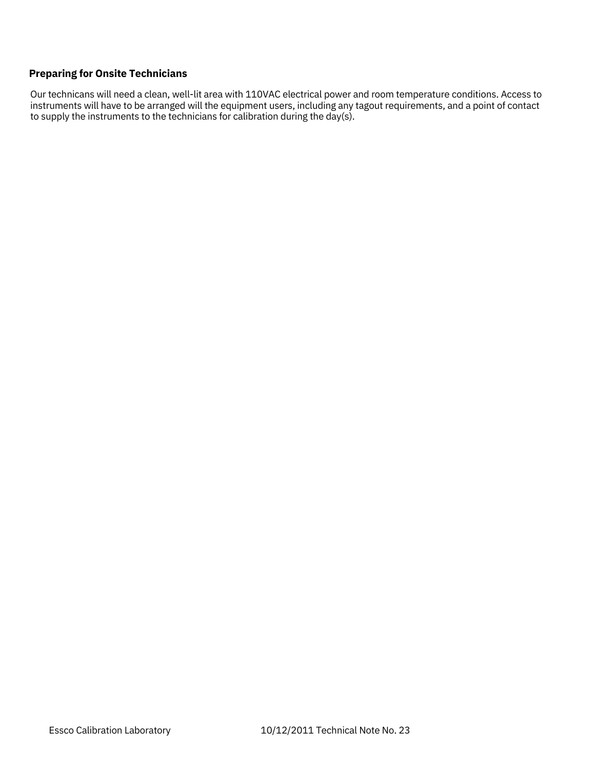### Preparing for Onsite Technicians

Our technicans will need a clean, well-lit area with 110VAC electrical power and room temperature conditions. Access to instruments will have to be arranged will the equipment users, including any tagout requirements, and a point of contact to supply the instruments to the technicians for calibration during the day(s).